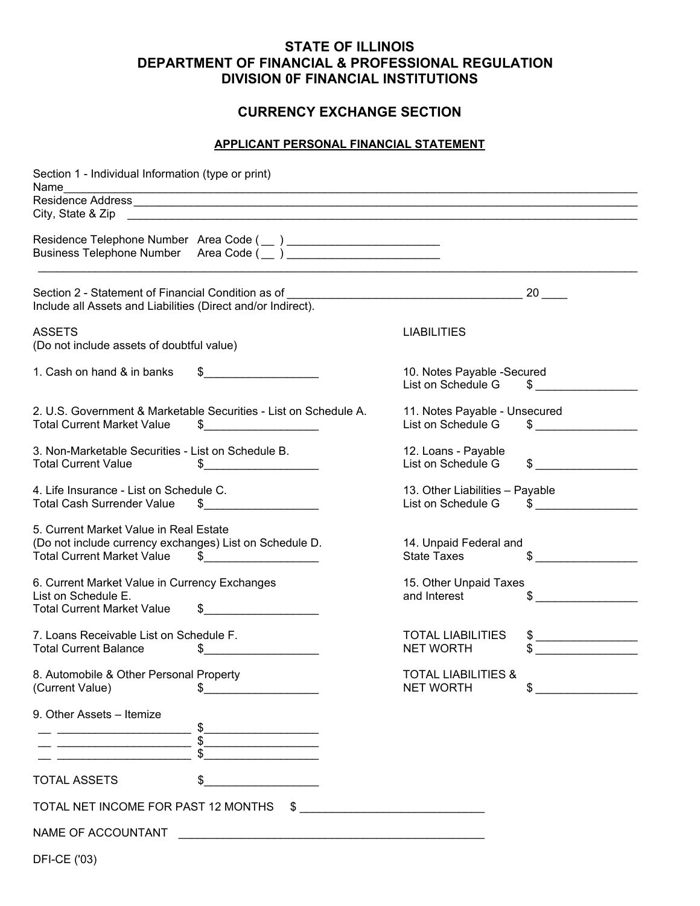# STATE OF ILLINOIS
# DEPARTMENT OF FINANCIAL & PROFESSIONAL REGULATION
# DIVISION 0F FINANCIAL INSTITUTIONS

## CURRENCY EXCHANGE SECTION

### APPLICANT PERSONAL FINANCIAL STATEMENT

Section 1 - Individual Information (type or print)

Name_______________________________________________________________________________

Residence Address____________________________________________________________________

City, State & Zip ____________________________________________________________________

Residence Telephone Number Area Code ( __ ) ________________________

Business Telephone Number Area Code ( __ ) ________________________

---

Section 2 - Statement of Financial Condition as of ______________________________________ 20 ____

Include all Assets and Liabilities (Direct and/or Indirect).

ASSETS
(Do not include assets of doubtful value)

1. Cash on hand & in banks $__________________

2. U.S. Government & Marketable Securities - List on Schedule A.
Total Current Market Value $__________________

3. Non-Marketable Securities - List on Schedule B.
Total Current Value $__________________

4. Life Insurance - List on Schedule C.
Total Cash Surrender Value $__________________

5. Current Market Value in Real Estate
(Do not include currency exchanges) List on Schedule D.
Total Current Market Value $__________________

6. Current Market Value in Currency Exchanges
List on Schedule E.
Total Current Market Value $__________________

7. Loans Receivable List on Schedule F.
Total Current Balance $__________________

8. Automobile & Other Personal Property
(Current Value) $__________________

9. Other Assets – Itemize

__ ____________________ $__________________

__ ____________________ $__________________

__ ____________________ $__________________

TOTAL ASSETS $__________________

LIABILITIES

10. Notes Payable -Secured
List on Schedule G $ ________________

11. Notes Payable - Unsecured
List on Schedule G $ ________________

12. Loans - Payable
List on Schedule G $ ________________

13. Other Liabilities – Payable
List on Schedule G $ ________________

14. Unpaid Federal and
State Taxes $ ________________

15. Other Unpaid Taxes
and Interest $ ________________

TOTAL LIABILITIES $ ________________

NET WORTH $ ________________

TOTAL LIABILITIES &
NET WORTH $ ________________

TOTAL NET INCOME FOR PAST 12 MONTHS $ ____________________________

NAME OF ACCOUNTANT ________________________________________________

DFI-CE ('03)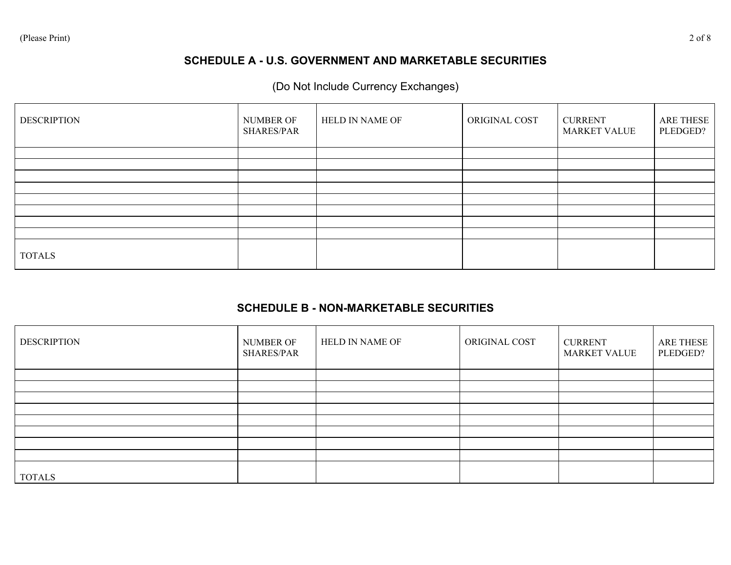(Please Print)

## SCHEDULE A - U.S. GOVERNMENT AND MARKETABLE SECURITIES

(Do Not Include Currency Exchanges)

| DESCRIPTION | NUMBER OF SHARES/PAR | HELD IN NAME OF | ORIGINAL COST | CURRENT MARKET VALUE | ARE THESE PLEDGED? |
|---|---|---|---|---|---|
| | | | | | |
| | | | | | |
| | | | | | |
| | | | | | |
| | | | | | |
| | | | | | |
| | | | | | |
| | | | | | |
| TOTALS | | | | | |

## SCHEDULE B - NON-MARKETABLE SECURITIES

| DESCRIPTION | NUMBER OF SHARES/PAR | HELD IN NAME OF | ORIGINAL COST | CURRENT MARKET VALUE | ARE THESE PLEDGED? |
|---|---|---|---|---|---|
| | | | | | |
| | | | | | |
| | | | | | |
| | | | | | |
| | | | | | |
| | | | | | |
| | | | | | |
| | | | | | |
| TOTALS | | | | | |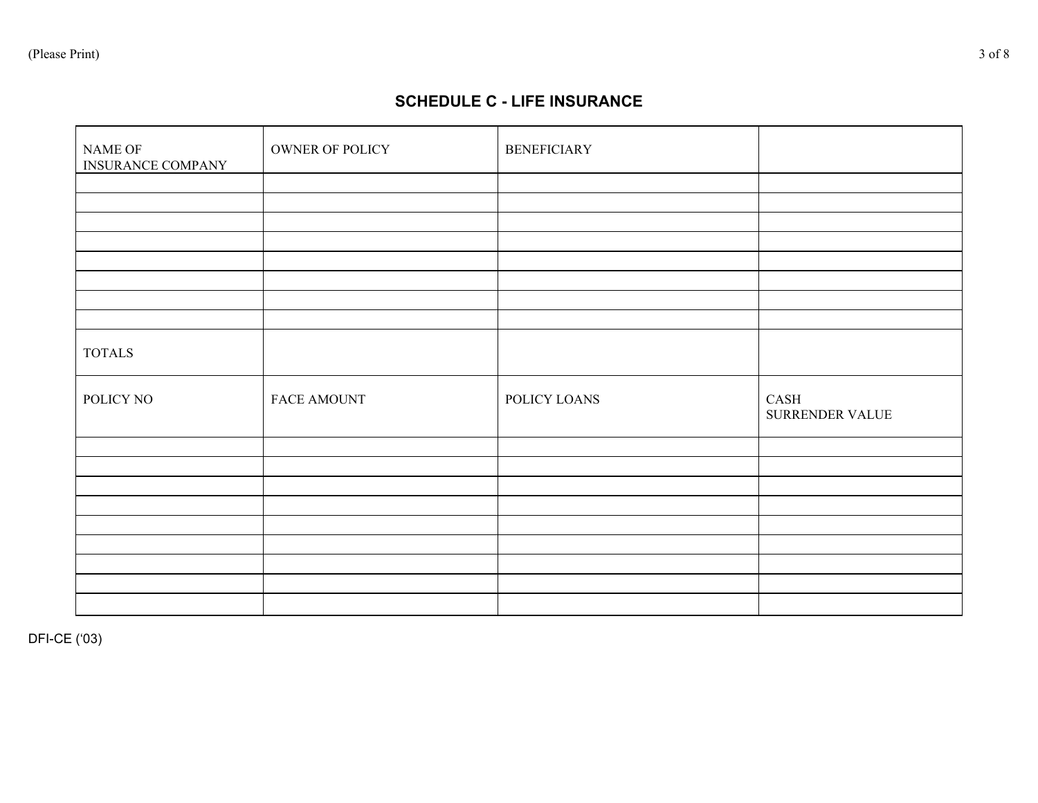(Please Print)

## SCHEDULE C - LIFE INSURANCE

| NAME OF INSURANCE COMPANY | OWNER OF POLICY | BENEFICIARY | |
|---|---|---|---|
| | | | |
| | | | |
| | | | |
| | | | |
| | | | |
| | | | |
| | | | |
| | | | |
| TOTALS | | | |
| POLICY NO | FACE AMOUNT | POLICY LOANS | CASH SURRENDER VALUE |
| | | | |
| | | | |
| | | | |
| | | | |
| | | | |
| | | | |
| | | | |
| | | | |
| | | | |

DFI-CE ('03)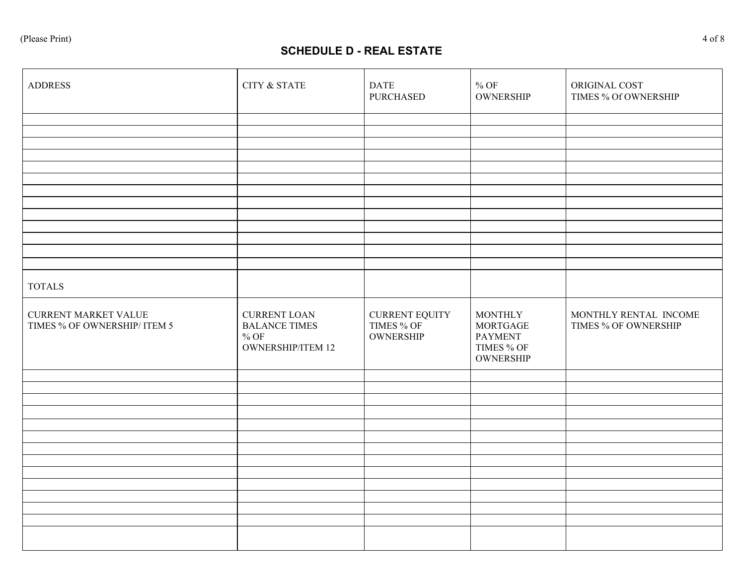(Please Print)

## SCHEDULE D - REAL ESTATE

| ADDRESS | CITY & STATE | DATE PURCHASED | % OF OWNERSHIP | ORIGINAL COST TIMES % Of OWNERSHIP |
|---|---|---|---|---|
| | | | | |
| | | | | |
| | | | | |
| | | | | |
| | | | | |
| | | | | |
| | | | | |
| | | | | |
| | | | | |
| | | | | |
| | | | | |
| | | | | |
| | | | | |
| TOTALS | | | | |

| CURRENT MARKET VALUE TIMES % OF OWNERSHIP/ ITEM 5 | CURRENT LOAN BALANCE TIMES % OF OWNERSHIP/ITEM 12 | CURRENT EQUITY TIMES % OF OWNERSHIP | MONTHLY MORTGAGE PAYMENT TIMES % OF OWNERSHIP | MONTHLY RENTAL INCOME TIMES % OF OWNERSHIP |
|---|---|---|---|---|
| | | | | |
| | | | | |
| | | | | |
| | | | | |
| | | | | |
| | | | | |
| | | | | |
| | | | | |
| | | | | |
| | | | | |
| | | | | |
| | | | | |
| | | | | |
| | | | | |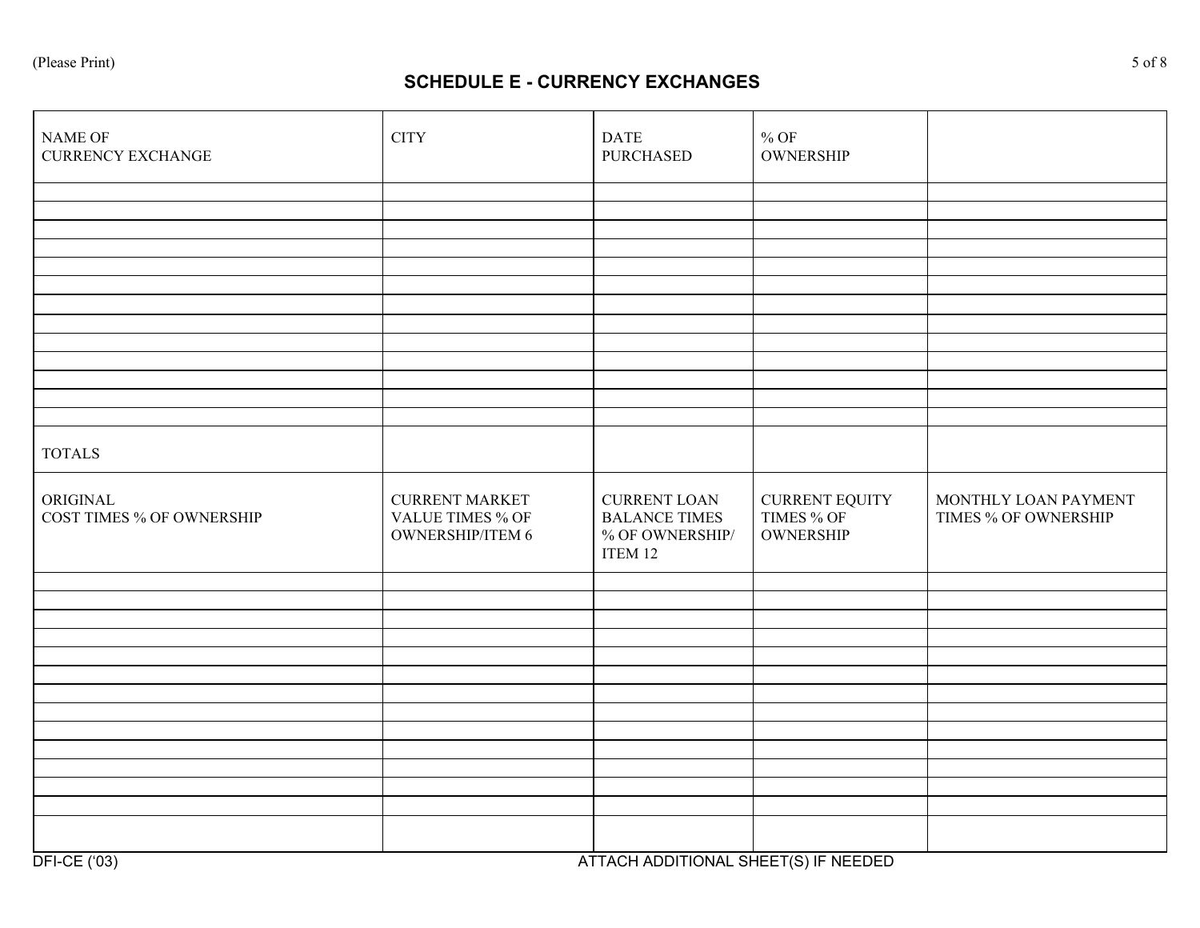(Please Print)

## SCHEDULE E - CURRENCY EXCHANGES

| NAME OF CURRENCY EXCHANGE | CITY | DATE PURCHASED | % OF OWNERSHIP | |
|---|---|---|---|---|
| | | | | |
| | | | | |
| | | | | |
| | | | | |
| | | | | |
| | | | | |
| | | | | |
| | | | | |
| | | | | |
| | | | | |
| | | | | |
| | | | | |
| | | | | |
| TOTALS | | | | |

| ORIGINAL COST TIMES % OF OWNERSHIP | CURRENT MARKET VALUE TIMES % OF OWNERSHIP/ITEM 6 | CURRENT LOAN BALANCE TIMES % OF OWNERSHIP/ ITEM 12 | CURRENT EQUITY TIMES % OF OWNERSHIP | MONTHLY LOAN PAYMENT TIMES % OF OWNERSHIP |
|---|---|---|---|---|
| | | | | |
| | | | | |
| | | | | |
| | | | | |
| | | | | |
| | | | | |
| | | | | |
| | | | | |
| | | | | |
| | | | | |
| | | | | |
| | | | | |
| | | | | |
| | | | | |

DFI-CE ('03)

ATTACH ADDITIONAL SHEET(S) IF NEEDED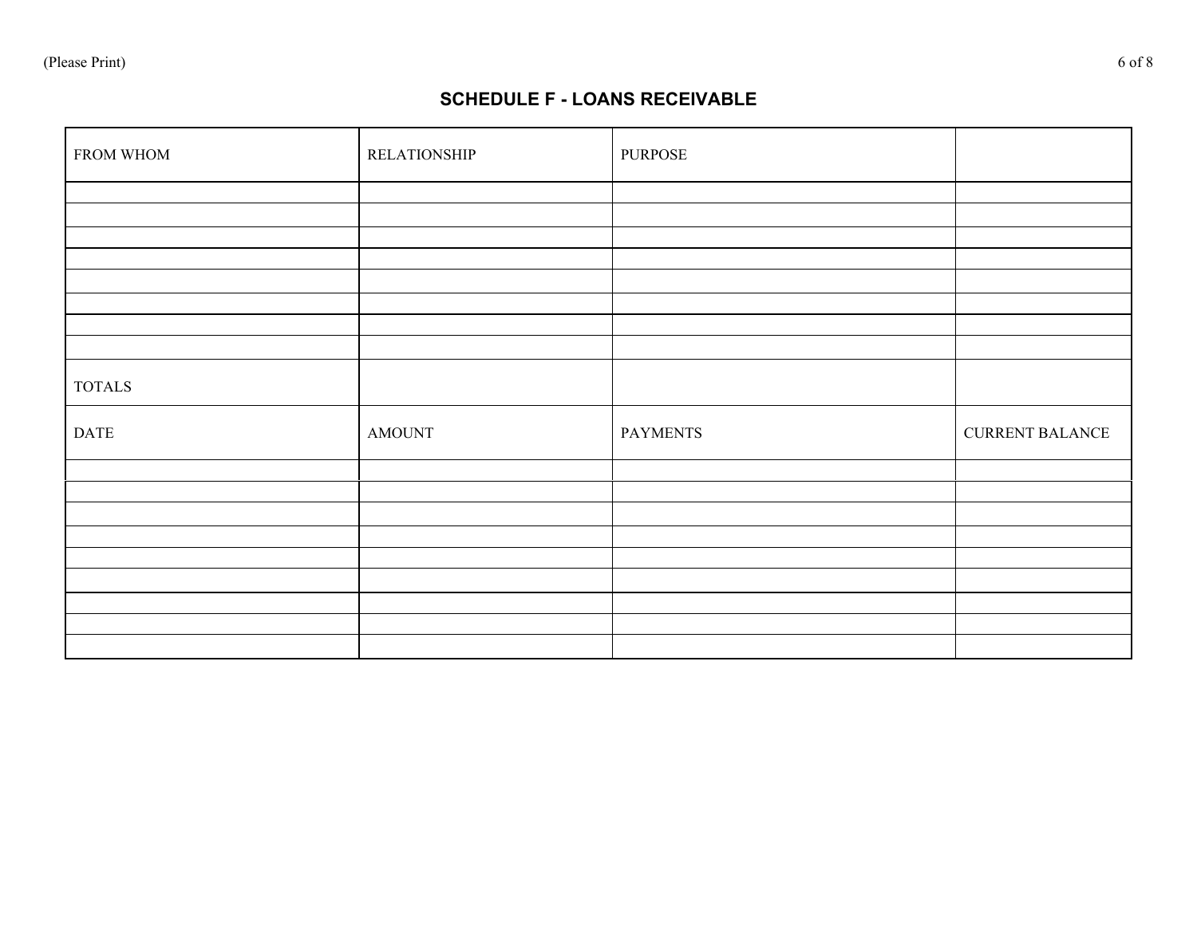(Please Print)

## SCHEDULE F - LOANS RECEIVABLE

| FROM WHOM | RELATIONSHIP | PURPOSE | |
|---|---|---|---|
| | | | |
| | | | |
| | | | |
| | | | |
| | | | |
| | | | |
| | | | |
| | | | |
| TOTALS | | | |
| DATE | AMOUNT | PAYMENTS | CURRENT BALANCE |
| | | | |
| | | | |
| | | | |
| | | | |
| | | | |
| | | | |
| | | | |
| | | | |
| | | | |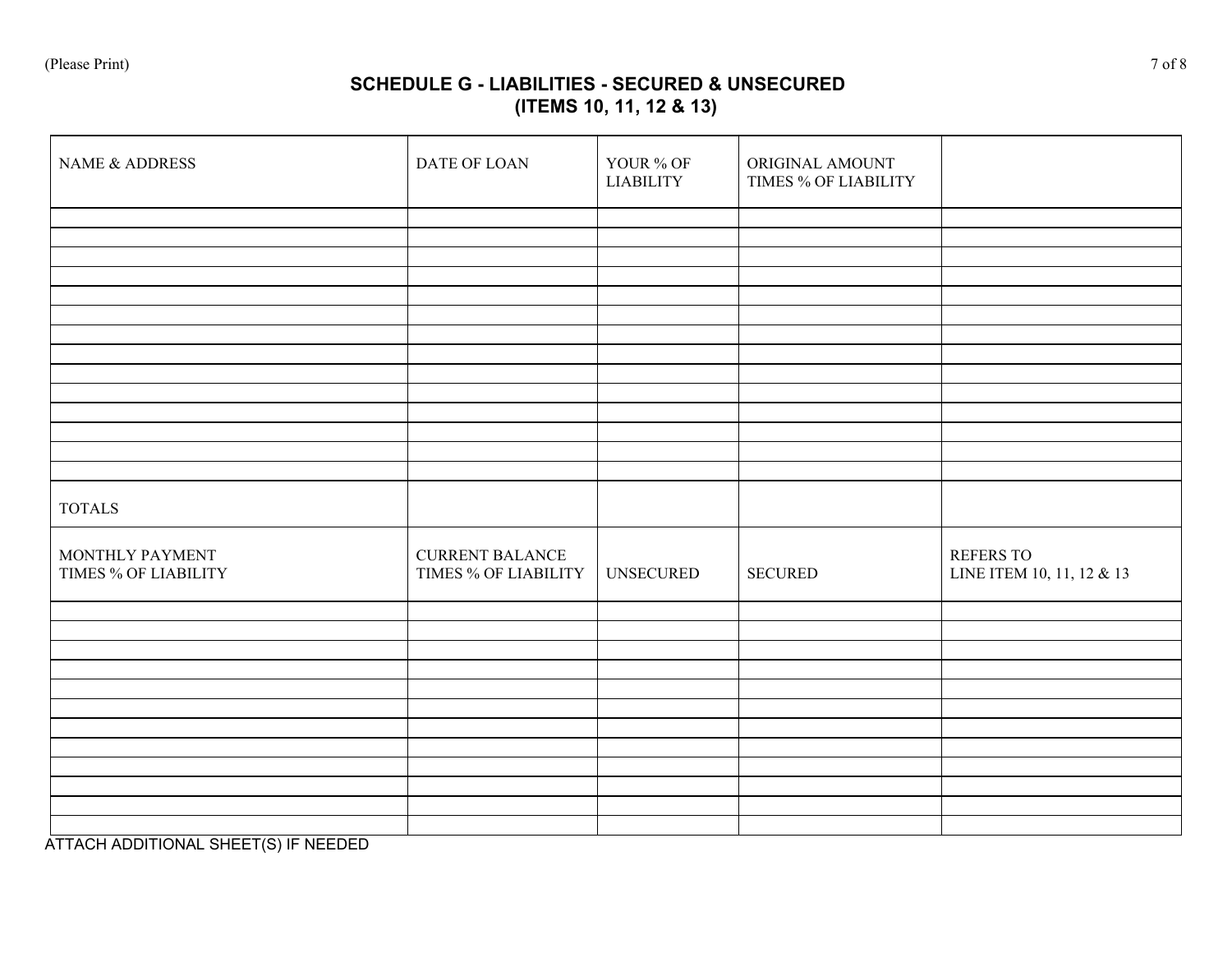(Please Print)

## SCHEDULE G - LIABILITIES - SECURED & UNSECURED
## (ITEMS 10, 11, 12 & 13)

| NAME & ADDRESS | DATE OF LOAN | YOUR % OF LIABILITY | ORIGINAL AMOUNT TIMES % OF LIABILITY | |
|---|---|---|---|---|
| | | | | |
| | | | | |
| | | | | |
| | | | | |
| | | | | |
| | | | | |
| | | | | |
| | | | | |
| | | | | |
| | | | | |
| | | | | |
| | | | | |
| | | | | |
| | | | | |
| TOTALS | | | | |

| MONTHLY PAYMENT TIMES % OF LIABILITY | CURRENT BALANCE TIMES % OF LIABILITY | UNSECURED | SECURED | REFERS TO LINE ITEM 10, 11, 12 & 13 |
|---|---|---|---|---|
| | | | | |
| | | | | |
| | | | | |
| | | | | |
| | | | | |
| | | | | |
| | | | | |
| | | | | |
| | | | | |
| | | | | |
| | | | | |
| | | | | |

ATTACH ADDITIONAL SHEET(S) IF NEEDED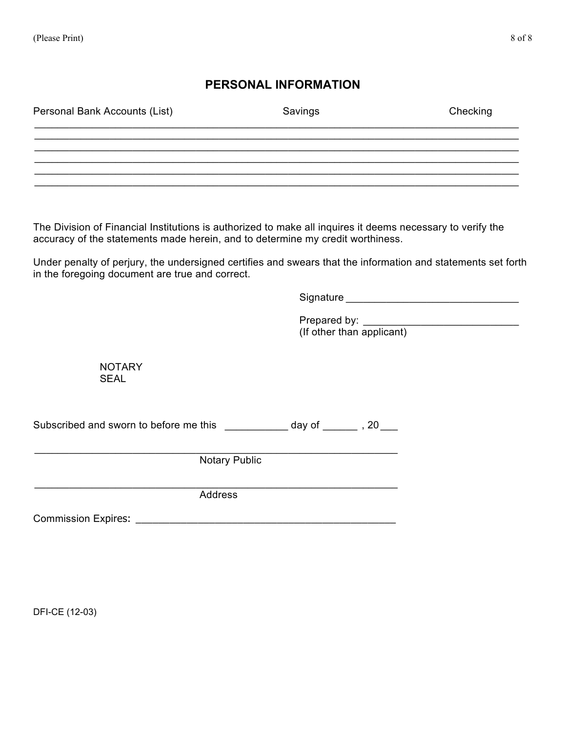(Please Print)

## PERSONAL INFORMATION

| Personal Bank Accounts (List) | Savings | Checking |
|---|---|---|
| | | |
| | | |
| | | |
| | | |
| | | |
| | | |

The Division of Financial Institutions is authorized to make all inquires it deems necessary to verify the accuracy of the statements made herein, and to determine my credit worthiness.

Under penalty of perjury, the undersigned certifies and swears that the information and statements set forth in the foregoing document are true and correct.

Signature ______________________________

Prepared by: ___________________________
(If other than applicant)

NOTARY
SEAL

Subscribed and sworn to before me this ___________ day of ______ , 20___

_______________________________________________________________
Notary Public

_______________________________________________________________
Address

Commission Expires: _____________________________________________

DFI-CE (12-03)